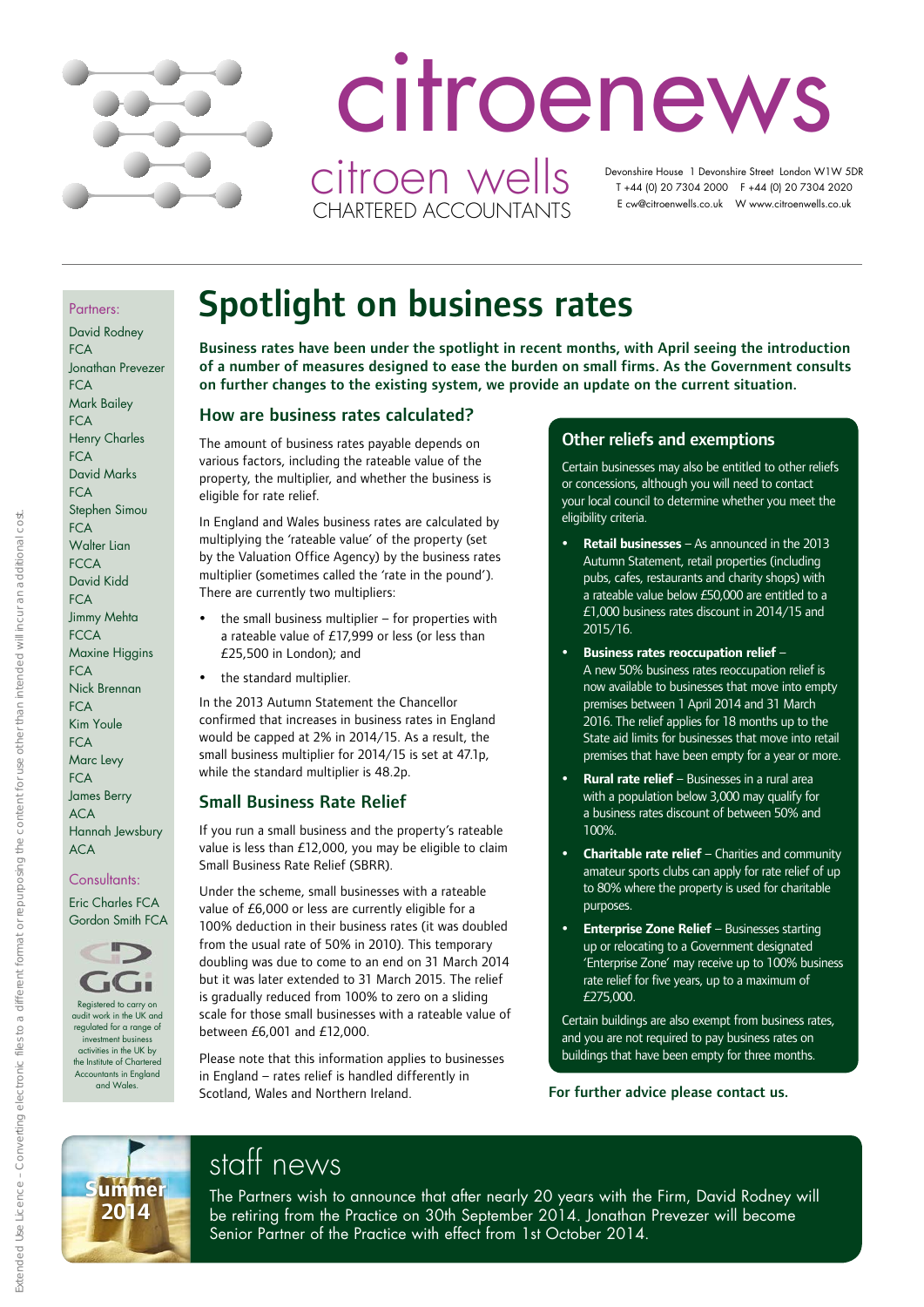# citroenews

citroen wells
CHARTERED ACCOUNTANTS

Devonshire House 1 Devonshire Street London W1W 5DR
T +44 (0) 20 7304 2000 F +44 (0) 20 7304 2020
E cw@citroenwells.co.uk W www.citroenwells.co.uk

Partners:
David Rodney FCA
Jonathan Prevezer FCA
Mark Bailey FCA
Henry Charles FCA
David Marks FCA
Stephen Simou FCA
Walter Lian FCCA
David Kidd FCA
Jimmy Mehta FCCA
Maxine Higgins FCA
Nick Brennan FCA
Kim Youle FCA
Marc Levy FCA
James Berry ACA
Hannah Jewsbury ACA

Consultants:
Eric Charles FCA
Gordon Smith FCA

Registered to carry on audit work in the UK and regulated for a range of investment business activities in the UK by the Institute of Chartered Accountants in England and Wales.

## Spotlight on business rates

**Business rates have been under the spotlight in recent months, with April seeing the introduction of a number of measures designed to ease the burden on small firms. As the Government consults on further changes to the existing system, we provide an update on the current situation.**

### How are business rates calculated?

The amount of business rates payable depends on various factors, including the rateable value of the property, the multiplier, and whether the business is eligible for rate relief.

In England and Wales business rates are calculated by multiplying the 'rateable value' of the property (set by the Valuation Office Agency) by the business rates multiplier (sometimes called the 'rate in the pound'). There are currently two multipliers:

- the small business multiplier – for properties with a rateable value of £17,999 or less (or less than £25,500 in London); and
- the standard multiplier.

In the 2013 Autumn Statement the Chancellor confirmed that increases in business rates in England would be capped at 2% in 2014/15. As a result, the small business multiplier for 2014/15 is set at 47.1p, while the standard multiplier is 48.2p.

### Small Business Rate Relief

If you run a small business and the property's rateable value is less than £12,000, you may be eligible to claim Small Business Rate Relief (SBRR).

Under the scheme, small businesses with a rateable value of £6,000 or less are currently eligible for a 100% deduction in their business rates (it was doubled from the usual rate of 50% in 2010). This temporary doubling was due to come to an end on 31 March 2014 but it was later extended to 31 March 2015. The relief is gradually reduced from 100% to zero on a sliding scale for those small businesses with a rateable value of between £6,001 and £12,000.

Please note that this information applies to businesses in England – rates relief is handled differently in Scotland, Wales and Northern Ireland.

### Other reliefs and exemptions

Certain businesses may also be entitled to other reliefs or concessions, although you will need to contact your local council to determine whether you meet the eligibility criteria.

- **Retail businesses** – As announced in the 2013 Autumn Statement, retail properties (including pubs, cafes, restaurants and charity shops) with a rateable value below £50,000 are entitled to a £1,000 business rates discount in 2014/15 and 2015/16.
- **Business rates reoccupation relief** – A new 50% business rates reoccupation relief is now available to businesses that move into empty premises between 1 April 2014 and 31 March 2016. The relief applies for 18 months up to the State aid limits for businesses that move into retail premises that have been empty for a year or more.
- **Rural rate relief** – Businesses in a rural area with a population below 3,000 may qualify for a business rates discount of between 50% and 100%.
- **Charitable rate relief** – Charities and community amateur sports clubs can apply for rate relief of up to 80% where the property is used for charitable purposes.
- **Enterprise Zone Relief** – Businesses starting up or relocating to a Government designated 'Enterprise Zone' may receive up to 100% business rate relief for five years, up to a maximum of £275,000.

Certain buildings are also exempt from business rates, and you are not required to pay business rates on buildings that have been empty for three months.

**For further advice please contact us.**

Summer 2014

## staff news

The Partners wish to announce that after nearly 20 years with the Firm, David Rodney will be retiring from the Practice on 30th September 2014. Jonathan Prevezer will become Senior Partner of the Practice with effect from 1st October 2014.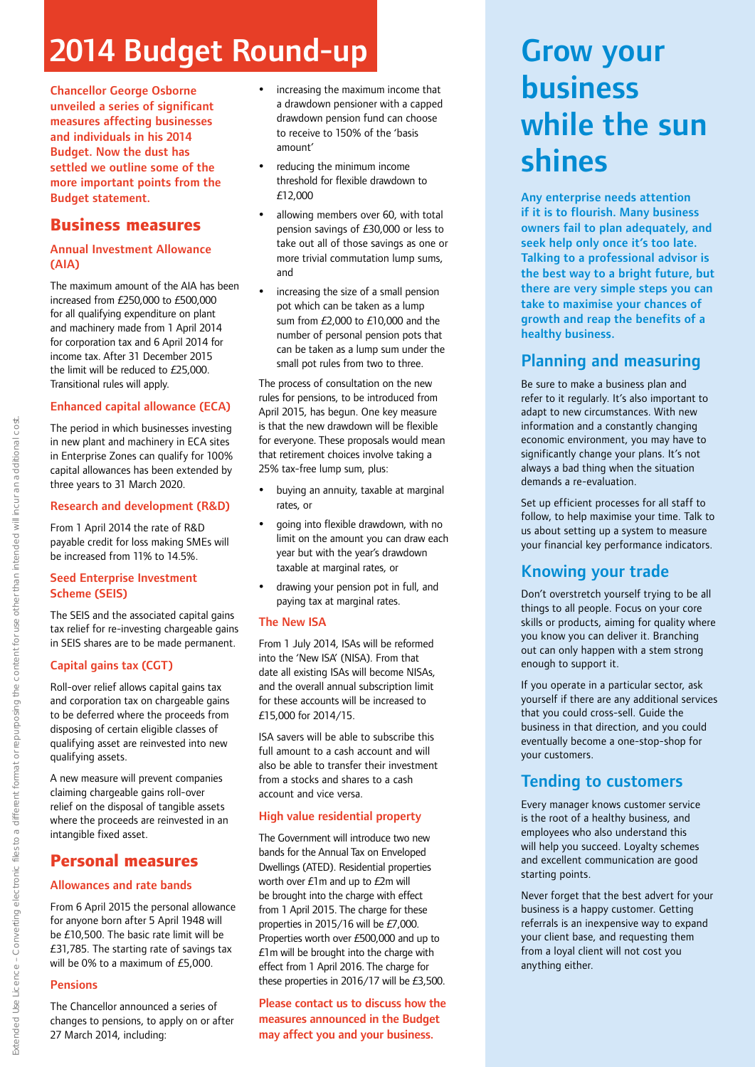# 2014 Budget Round-up

**Chancellor George Osborne unveiled a series of significant measures affecting businesses and individuals in his 2014 Budget. Now the dust has settled we outline some of the more important points from the Budget statement.**

## Business measures

### Annual Investment Allowance (AIA)

The maximum amount of the AIA has been increased from £250,000 to £500,000 for all qualifying expenditure on plant and machinery made from 1 April 2014 for corporation tax and 6 April 2014 for income tax. After 31 December 2015 the limit will be reduced to £25,000. Transitional rules will apply.

### Enhanced capital allowance (ECA)

The period in which businesses investing in new plant and machinery in ECA sites in Enterprise Zones can qualify for 100% capital allowances has been extended by three years to 31 March 2020.

### Research and development (R&D)

From 1 April 2014 the rate of R&D payable credit for loss making SMEs will be increased from 11% to 14.5%.

### Seed Enterprise Investment Scheme (SEIS)

The SEIS and the associated capital gains tax relief for re-investing chargeable gains in SEIS shares are to be made permanent.

### Capital gains tax (CGT)

Roll-over relief allows capital gains tax and corporation tax on chargeable gains to be deferred where the proceeds from disposing of certain eligible classes of qualifying asset are reinvested into new qualifying assets.

A new measure will prevent companies claiming chargeable gains roll-over relief on the disposal of tangible assets where the proceeds are reinvested in an intangible fixed asset.

## Personal measures

### Allowances and rate bands

From 6 April 2015 the personal allowance for anyone born after 5 April 1948 will be £10,500. The basic rate limit will be £31,785. The starting rate of savings tax will be 0% to a maximum of £5,000.

### Pensions

The Chancellor announced a series of changes to pensions, to apply on or after 27 March 2014, including:

- increasing the maximum income that a drawdown pensioner with a capped drawdown pension fund can choose to receive to 150% of the 'basis amount'
- reducing the minimum income threshold for flexible drawdown to £12,000
- allowing members over 60, with total pension savings of £30,000 or less to take out all of those savings as one or more trivial commutation lump sums, and
- increasing the size of a small pension pot which can be taken as a lump sum from £2,000 to £10,000 and the number of personal pension pots that can be taken as a lump sum under the small pot rules from two to three.

The process of consultation on the new rules for pensions, to be introduced from April 2015, has begun. One key measure is that the new drawdown will be flexible for everyone. These proposals would mean that retirement choices involve taking a 25% tax-free lump sum, plus:

- buying an annuity, taxable at marginal rates, or
- going into flexible drawdown, with no limit on the amount you can draw each year but with the year's drawdown taxable at marginal rates, or
- drawing your pension pot in full, and paying tax at marginal rates.

### The New ISA

From 1 July 2014, ISAs will be reformed into the 'New ISA' (NISA). From that date all existing ISAs will become NISAs, and the overall annual subscription limit for these accounts will be increased to £15,000 for 2014/15.

ISA savers will be able to subscribe this full amount to a cash account and will also be able to transfer their investment from a stocks and shares to a cash account and vice versa.

### High value residential property

The Government will introduce two new bands for the Annual Tax on Enveloped Dwellings (ATED). Residential properties worth over £1m and up to £2m will be brought into the charge with effect from 1 April 2015. The charge for these properties in 2015/16 will be £7,000. Properties worth over £500,000 and up to £1m will be brought into the charge with effect from 1 April 2016. The charge for these properties in 2016/17 will be £3,500.

**Please contact us to discuss how the measures announced in the Budget may affect you and your business.**

# Grow your business while the sun shines

**Any enterprise needs attention if it is to flourish. Many business owners fail to plan adequately, and seek help only once it's too late. Talking to a professional advisor is the best way to a bright future, but there are very simple steps you can take to maximise your chances of growth and reap the benefits of a healthy business.**

## Planning and measuring

Be sure to make a business plan and refer to it regularly. It's also important to adapt to new circumstances. With new information and a constantly changing economic environment, you may have to significantly change your plans. It's not always a bad thing when the situation demands a re-evaluation.

Set up efficient processes for all staff to follow, to help maximise your time. Talk to us about setting up a system to measure your financial key performance indicators.

## Knowing your trade

Don't overstretch yourself trying to be all things to all people. Focus on your core skills or products, aiming for quality where you know you can deliver it. Branching out can only happen with a stem strong enough to support it.

If you operate in a particular sector, ask yourself if there are any additional services that you could cross-sell. Guide the business in that direction, and you could eventually become a one-stop-shop for your customers.

## Tending to customers

Every manager knows customer service is the root of a healthy business, and employees who also understand this will help you succeed. Loyalty schemes and excellent communication are good starting points.

Never forget that the best advert for your business is a happy customer. Getting referrals is an inexpensive way to expand your client base, and requesting them from a loyal client will not cost you anything either.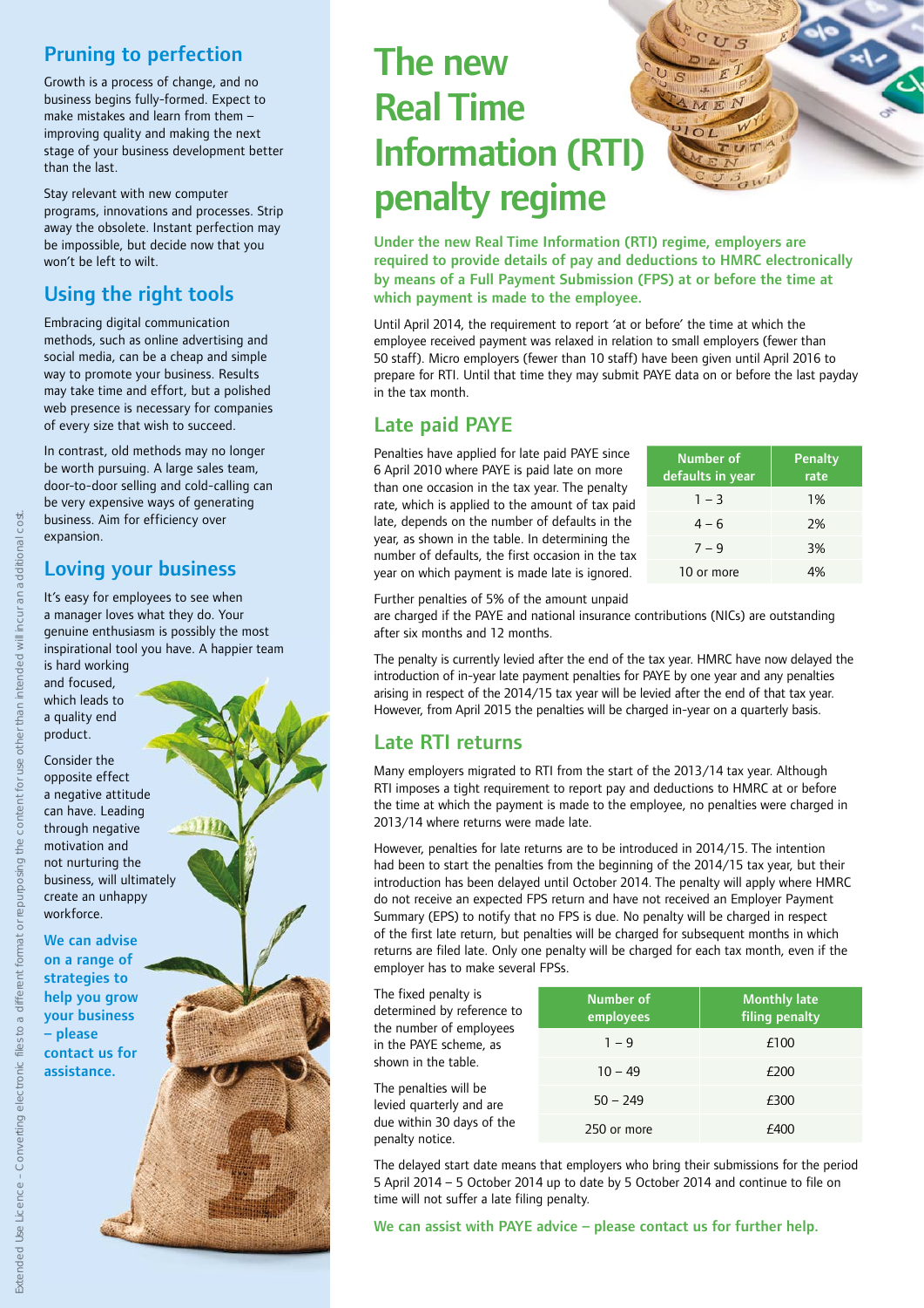## Pruning to perfection

Growth is a process of change, and no business begins fully-formed. Expect to make mistakes and learn from them – improving quality and making the next stage of your business development better than the last.

Stay relevant with new computer programs, innovations and processes. Strip away the obsolete. Instant perfection may be impossible, but decide now that you won't be left to wilt.

## Using the right tools

Embracing digital communication methods, such as online advertising and social media, can be a cheap and simple way to promote your business. Results may take time and effort, but a polished web presence is necessary for companies of every size that wish to succeed.

In contrast, old methods may no longer be worth pursuing. A large sales team, door-to-door selling and cold-calling can be very expensive ways of generating business. Aim for efficiency over expansion.

## Loving your business

It's easy for employees to see when a manager loves what they do. Your genuine enthusiasm is possibly the most inspirational tool you have. A happier team is hard working and focused, which leads to a quality end product.

Consider the opposite effect a negative attitude can have. Leading through negative motivation and not nurturing the business, will ultimately create an unhappy workforce.

**We can advise on a range of strategies to help you grow your business – please contact us for assistance.**

# The new Real Time Information (RTI) penalty regime

**Under the new Real Time Information (RTI) regime, employers are required to provide details of pay and deductions to HMRC electronically by means of a Full Payment Submission (FPS) at or before the time at which payment is made to the employee.**

Until April 2014, the requirement to report 'at or before' the time at which the employee received payment was relaxed in relation to small employers (fewer than 50 staff). Micro employers (fewer than 10 staff) have been given until April 2016 to prepare for RTI. Until that time they may submit PAYE data on or before the last payday in the tax month.

## Late paid PAYE

Penalties have applied for late paid PAYE since 6 April 2010 where PAYE is paid late on more than one occasion in the tax year. The penalty rate, which is applied to the amount of tax paid late, depends on the number of defaults in the year, as shown in the table. In determining the number of defaults, the first occasion in the tax year on which payment is made late is ignored.

| Number of defaults in year | Penalty rate |
|---|---|
| 1 – 3 | 1% |
| 4 – 6 | 2% |
| 7 – 9 | 3% |
| 10 or more | 4% |

Further penalties of 5% of the amount unpaid are charged if the PAYE and national insurance contributions (NICs) are outstanding after six months and 12 months.

The penalty is currently levied after the end of the tax year. HMRC have now delayed the introduction of in-year late payment penalties for PAYE by one year and any penalties arising in respect of the 2014/15 tax year will be levied after the end of that tax year. However, from April 2015 the penalties will be charged in-year on a quarterly basis.

## Late RTI returns

Many employers migrated to RTI from the start of the 2013/14 tax year. Although RTI imposes a tight requirement to report pay and deductions to HMRC at or before the time at which the payment is made to the employee, no penalties were charged in 2013/14 where returns were made late.

However, penalties for late returns are to be introduced in 2014/15. The intention had been to start the penalties from the beginning of the 2014/15 tax year, but their introduction has been delayed until October 2014. The penalty will apply where HMRC do not receive an expected FPS return and have not received an Employer Payment Summary (EPS) to notify that no FPS is due. No penalty will be charged in respect of the first late return, but penalties will be charged for subsequent months in which returns are filed late. Only one penalty will be charged for each tax month, even if the employer has to make several FPSs.

The fixed penalty is determined by reference to the number of employees in the PAYE scheme, as shown in the table.

The penalties will be levied quarterly and are due within 30 days of the penalty notice.

| Number of employees | Monthly late filing penalty |
|---|---|
| 1 – 9 | £100 |
| 10 – 49 | £200 |
| 50 – 249 | £300 |
| 250 or more | £400 |

The delayed start date means that employers who bring their submissions for the period 5 April 2014 – 5 October 2014 up to date by 5 October 2014 and continue to file on time will not suffer a late filing penalty.

**We can assist with PAYE advice – please contact us for further help.**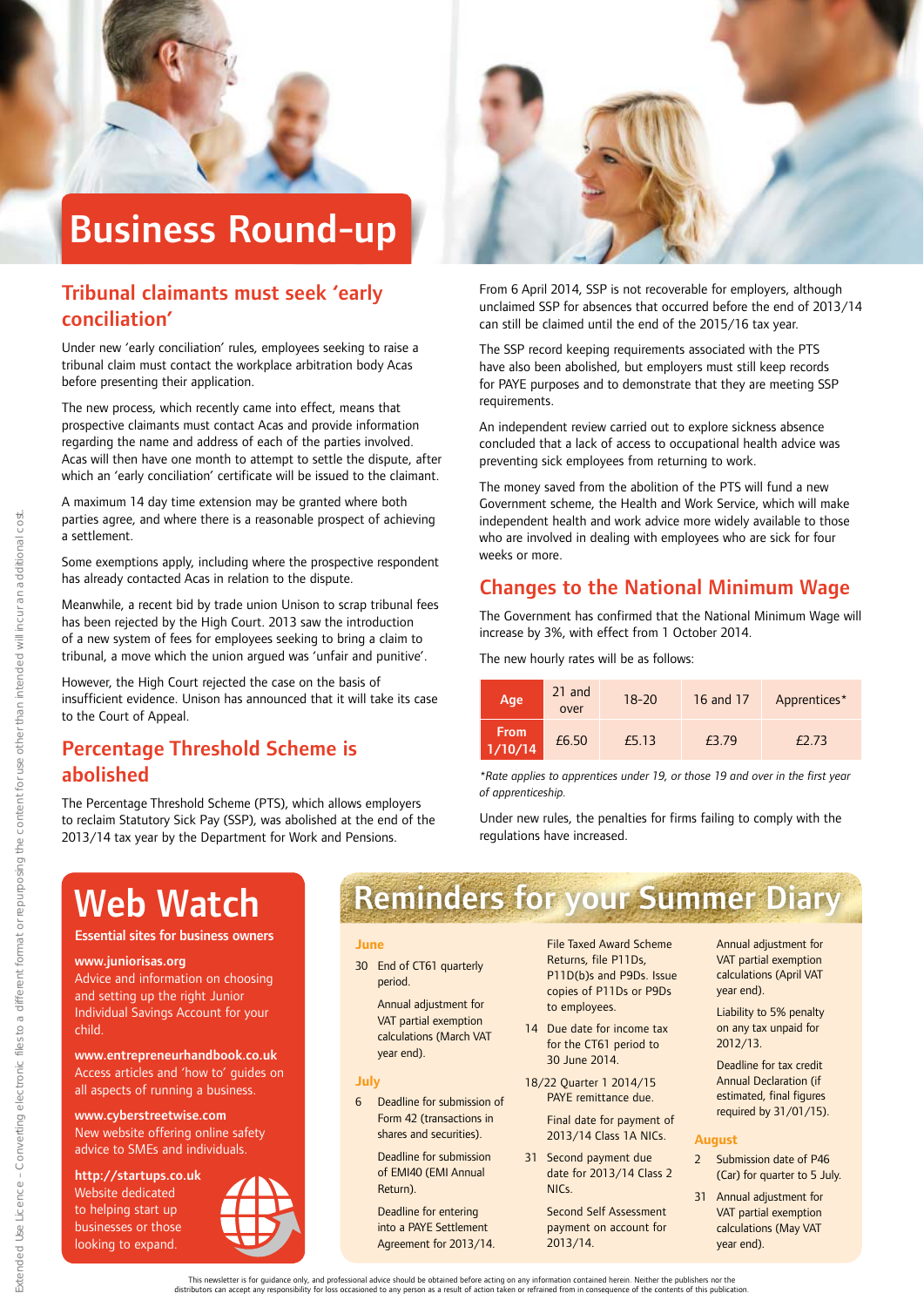# Business Round-up

## Tribunal claimants must seek 'early conciliation'

Under new 'early conciliation' rules, employees seeking to raise a tribunal claim must contact the workplace arbitration body Acas before presenting their application.

The new process, which recently came into effect, means that prospective claimants must contact Acas and provide information regarding the name and address of each of the parties involved. Acas will then have one month to attempt to settle the dispute, after which an 'early conciliation' certificate will be issued to the claimant.

A maximum 14 day time extension may be granted where both parties agree, and where there is a reasonable prospect of achieving a settlement.

Some exemptions apply, including where the prospective respondent has already contacted Acas in relation to the dispute.

Meanwhile, a recent bid by trade union Unison to scrap tribunal fees has been rejected by the High Court. 2013 saw the introduction of a new system of fees for employees seeking to bring a claim to tribunal, a move which the union argued was 'unfair and punitive'.

However, the High Court rejected the case on the basis of insufficient evidence. Unison has announced that it will take its case to the Court of Appeal.

## Percentage Threshold Scheme is abolished

The Percentage Threshold Scheme (PTS), which allows employers to reclaim Statutory Sick Pay (SSP), was abolished at the end of the 2013/14 tax year by the Department for Work and Pensions.

From 6 April 2014, SSP is not recoverable for employers, although unclaimed SSP for absences that occurred before the end of 2013/14 can still be claimed until the end of the 2015/16 tax year.

The SSP record keeping requirements associated with the PTS have also been abolished, but employers must still keep records for PAYE purposes and to demonstrate that they are meeting SSP requirements.

An independent review carried out to explore sickness absence concluded that a lack of access to occupational health advice was preventing sick employees from returning to work.

The money saved from the abolition of the PTS will fund a new Government scheme, the Health and Work Service, which will make independent health and work advice more widely available to those who are involved in dealing with employees who are sick for four weeks or more.

## Changes to the National Minimum Wage

The Government has confirmed that the National Minimum Wage will increase by 3%, with effect from 1 October 2014.

The new hourly rates will be as follows:

| Age | 21 and over | 18-20 | 16 and 17 | Apprentices* |
|---|---|---|---|---|
| From 1/10/14 | £6.50 | £5.13 | £3.79 | £2.73 |

*\*Rate applies to apprentices under 19, or those 19 and over in the first year of apprenticeship.*

Under new rules, the penalties for firms failing to comply with the regulations have increased.

# Web Watch

**Essential sites for business owners**

**www.juniorisas.org**
Advice and information on choosing and setting up the right Junior Individual Savings Account for your child.

**www.entrepreneurhandbook.co.uk**
Access articles and 'how to' guides on all aspects of running a business.

**www.cyberstreetwise.com**
New website offering online safety advice to SMEs and individuals.

**http://startups.co.uk**
Website dedicated to helping start up businesses or those looking to expand.

# Reminders for your Summer Diary

### June

**30** End of CT61 quarterly period.

Annual adjustment for VAT partial exemption calculations (March VAT year end).

### July

**6** Deadline for submission of Form 42 (transactions in shares and securities).

Deadline for submission of EMI40 (EMI Annual Return).

Deadline for entering into a PAYE Settlement Agreement for 2013/14.

File Taxed Award Scheme Returns, file P11Ds, P11D(b)s and P9Ds. Issue copies of P11Ds or P9Ds to employees.

**14** Due date for income tax for the CT61 period to 30 June 2014.

**18/22** Quarter 1 2014/15 PAYE remittance due.

Final date for payment of 2013/14 Class 1A NICs.

**31** Second payment due date for 2013/14 Class 2 NICs.

Second Self Assessment payment on account for 2013/14.

Annual adjustment for VAT partial exemption calculations (April VAT year end).

Liability to 5% penalty on any tax unpaid for 2012/13.

Deadline for tax credit Annual Declaration (if estimated, final figures required by 31/01/15).

### August

**2** Submission date of P46 (Car) for quarter to 5 July.

**31** Annual adjustment for VAT partial exemption calculations (May VAT year end).

This newsletter is for guidance only, and professional advice should be obtained before acting on any information contained herein. Neither the publishers nor the distributors can accept any responsibility for loss occasioned to any person as a result of action taken or refrained from in consequence of the contents of this publication.